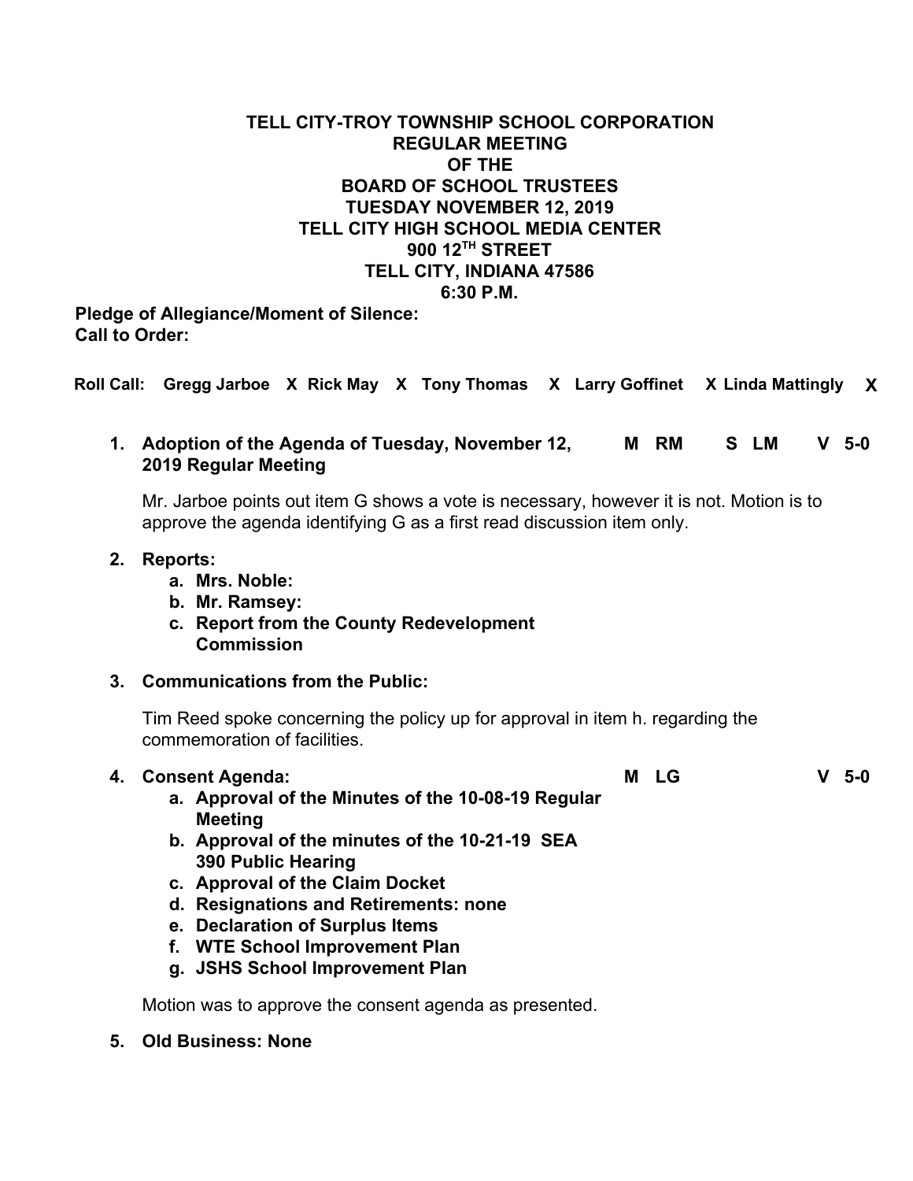# TELL CITY-TROY TOWNSHIP SCHOOL CORPORATION
## REGULAR MEETING
## OF THE
## BOARD OF SCHOOL TRUSTEES
## TUESDAY NOVEMBER 12, 2019
## TELL CITY HIGH SCHOOL MEDIA CENTER
## 900 12TH STREET
## TELL CITY, INDIANA 47586
## 6:30 P.M.

**Pledge of Allegiance/Moment of Silence:**
**Call to Order:**

**Roll Call: Gregg Jarboe X Rick May X Tony Thomas X Larry Goffinet X Linda Mattingly X**

1. **Adoption of the Agenda of Tuesday, November 12, 2019 Regular Meeting** — **M RM S LM V 5-0**

   Mr. Jarboe points out item G shows a vote is necessary, however it is not. Motion is to approve the agenda identifying G as a first read discussion item only.

2. **Reports:**
   a. **Mrs. Noble:**
   b. **Mr. Ramsey:**
   c. **Report from the County Redevelopment Commission**

3. **Communications from the Public:**

   Tim Reed spoke concerning the policy up for approval in item h. regarding the commemoration of facilities.

4. **Consent Agenda:** — **M LG V 5-0**
   a. **Approval of the Minutes of the 10-08-19 Regular Meeting**
   b. **Approval of the minutes of the 10-21-19 SEA 390 Public Hearing**
   c. **Approval of the Claim Docket**
   d. **Resignations and Retirements: none**
   e. **Declaration of Surplus Items**
   f. **WTE School Improvement Plan**
   g. **JSHS School Improvement Plan**

   Motion was to approve the consent agenda as presented.

5. **Old Business: None**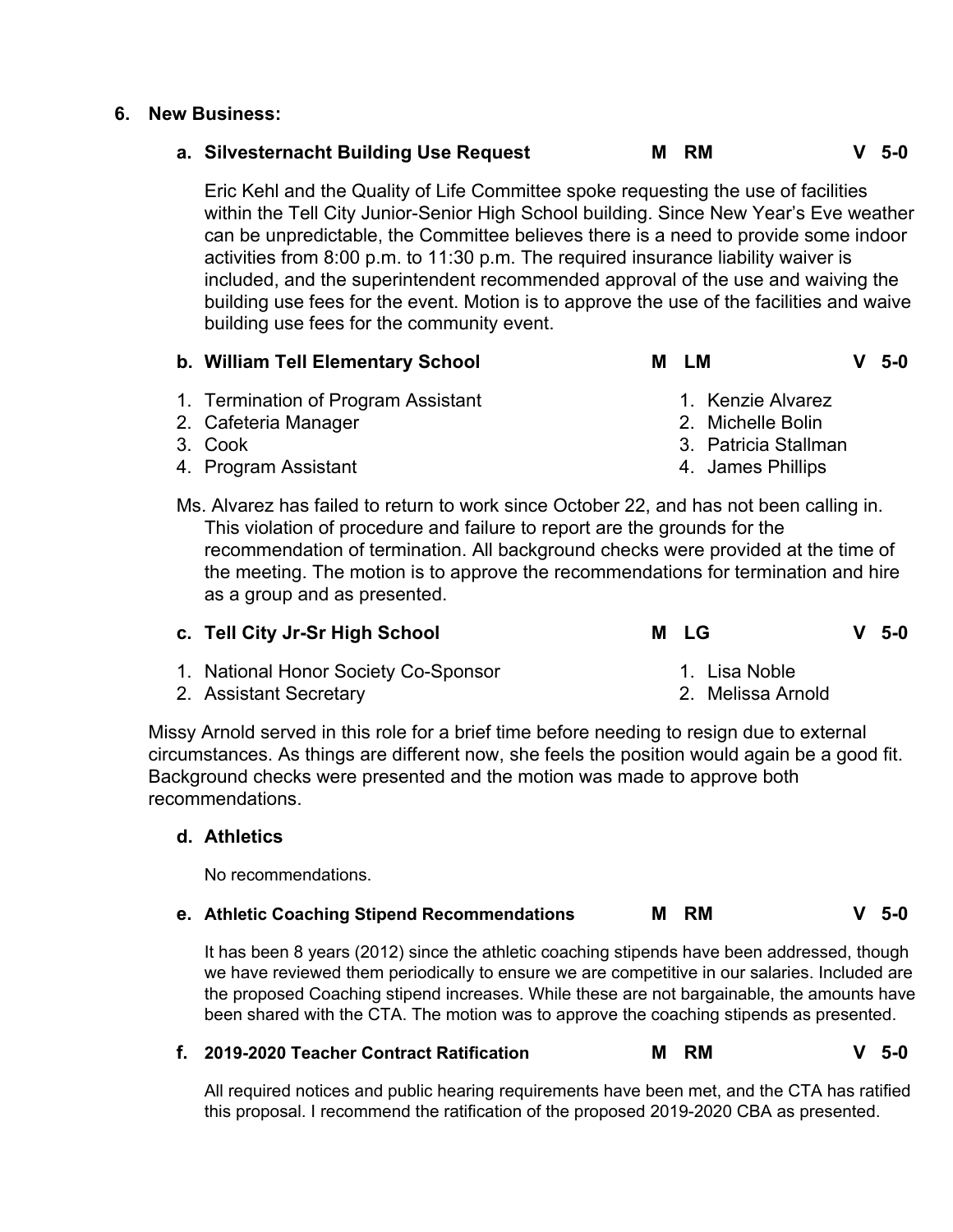## 6. New Business:

### a. Silvesternacht Building Use Request — M RM — V 5-0

Eric Kehl and the Quality of Life Committee spoke requesting the use of facilities within the Tell City Junior-Senior High School building. Since New Year's Eve weather can be unpredictable, the Committee believes there is a need to provide some indoor activities from 8:00 p.m. to 11:30 p.m. The required insurance liability waiver is included, and the superintendent recommended approval of the use and waiving the building use fees for the event. Motion is to approve the use of the facilities and waive building use fees for the community event.

### b. William Tell Elementary School — M LM — V 5-0

| Position | Name |
| --- | --- |
| 1. Termination of Program Assistant | 1. Kenzie Alvarez |
| 2. Cafeteria Manager | 2. Michelle Bolin |
| 3. Cook | 3. Patricia Stallman |
| 4. Program Assistant | 4. James Phillips |

Ms. Alvarez has failed to return to work since October 22, and has not been calling in. This violation of procedure and failure to report are the grounds for the recommendation of termination. All background checks were provided at the time of the meeting. The motion is to approve the recommendations for termination and hire as a group and as presented.

### c. Tell City Jr-Sr High School — M LG — V 5-0

| Position | Name |
| --- | --- |
| 1. National Honor Society Co-Sponsor | 1. Lisa Noble |
| 2. Assistant Secretary | 2. Melissa Arnold |

Missy Arnold served in this role for a brief time before needing to resign due to external circumstances. As things are different now, she feels the position would again be a good fit. Background checks were presented and the motion was made to approve both recommendations.

### d. Athletics

No recommendations.

### e. Athletic Coaching Stipend Recommendations — M RM — V 5-0

It has been 8 years (2012) since the athletic coaching stipends have been addressed, though we have reviewed them periodically to ensure we are competitive in our salaries. Included are the proposed Coaching stipend increases. While these are not bargainable, the amounts have been shared with the CTA. The motion was to approve the coaching stipends as presented.

### f. 2019-2020 Teacher Contract Ratification — M RM — V 5-0

All required notices and public hearing requirements have been met, and the CTA has ratified this proposal. I recommend the ratification of the proposed 2019-2020 CBA as presented.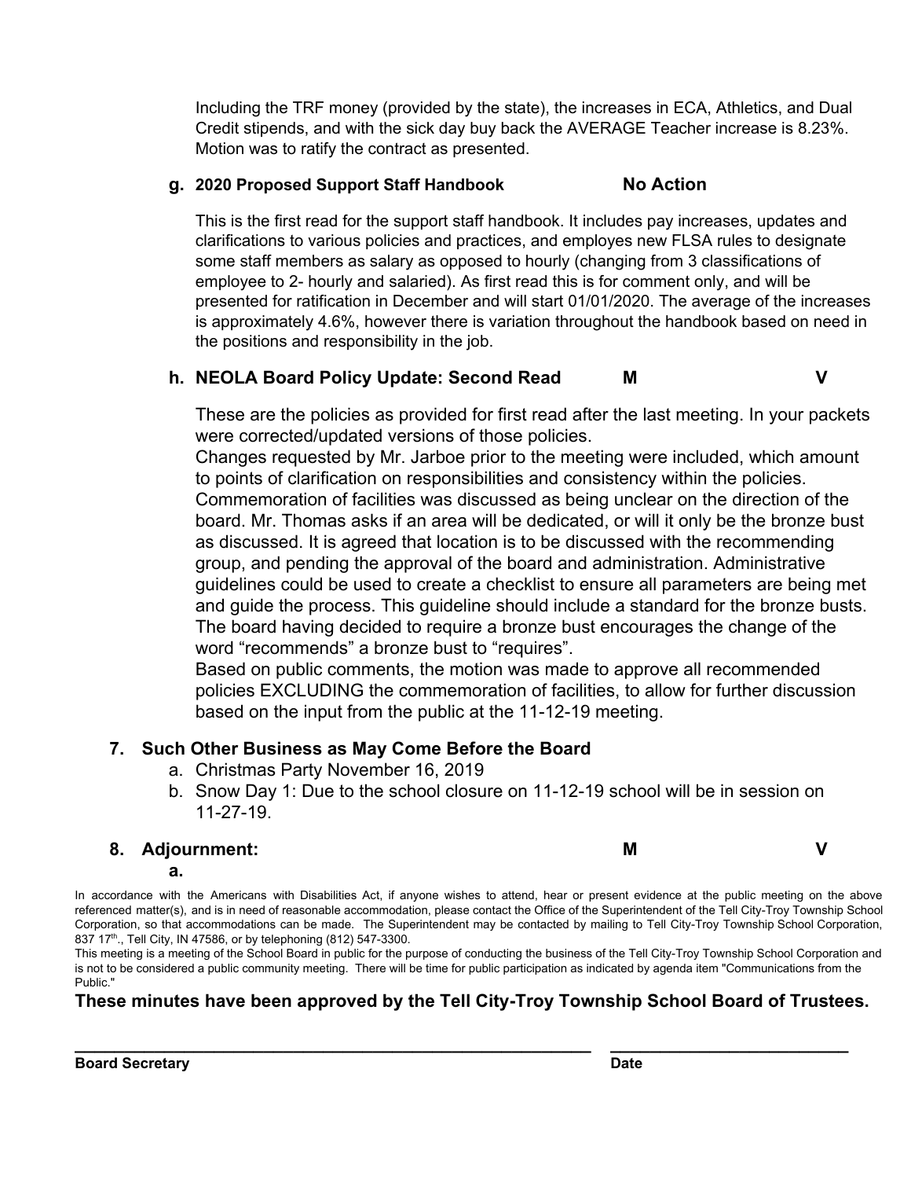Including the TRF money (provided by the state), the increases in ECA, Athletics, and Dual Credit stipends, and with the sick day buy back the AVERAGE Teacher increase is 8.23%. Motion was to ratify the contract as presented.

**g. 2020 Proposed Support Staff Handbook** **No Action**

This is the first read for the support staff handbook. It includes pay increases, updates and clarifications to various policies and practices, and employes new FLSA rules to designate some staff members as salary as opposed to hourly (changing from 3 classifications of employee to 2- hourly and salaried). As first read this is for comment only, and will be presented for ratification in December and will start 01/01/2020. The average of the increases is approximately 4.6%, however there is variation throughout the handbook based on need in the positions and responsibility in the job.

**h. NEOLA Board Policy Update: Second Read** **M** **V**

These are the policies as provided for first read after the last meeting. In your packets were corrected/updated versions of those policies.
Changes requested by Mr. Jarboe prior to the meeting were included, which amount to points of clarification on responsibilities and consistency within the policies.
Commemoration of facilities was discussed as being unclear on the direction of the board. Mr. Thomas asks if an area will be dedicated, or will it only be the bronze bust as discussed. It is agreed that location is to be discussed with the recommending group, and pending the approval of the board and administration. Administrative guidelines could be used to create a checklist to ensure all parameters are being met and guide the process. This guideline should include a standard for the bronze busts. The board having decided to require a bronze bust encourages the change of the word “recommends” a bronze bust to “requires”.
Based on public comments, the motion was made to approve all recommended policies EXCLUDING the commemoration of facilities, to allow for further discussion based on the input from the public at the 11-12-19 meeting.

## 7. Such Other Business as May Come Before the Board

a. Christmas Party November 16, 2019
b. Snow Day 1: Due to the school closure on 11-12-19 school will be in session on 11-27-19.

## 8. Adjournment: **M** **V**

a.

In accordance with the Americans with Disabilities Act, if anyone wishes to attend, hear or present evidence at the public meeting on the above referenced matter(s), and is in need of reasonable accommodation, please contact the Office of the Superintendent of the Tell City-Troy Township School Corporation, so that accommodations can be made. The Superintendent may be contacted by mailing to Tell City-Troy Township School Corporation, 837 17th., Tell City, IN 47586, or by telephoning (812) 547-3300.
This meeting is a meeting of the School Board in public for the purpose of conducting the business of the Tell City-Troy Township School Corporation and is not to be considered a public community meeting. There will be time for public participation as indicated by agenda item "Communications from the Public."

**These minutes have been approved by the Tell City-Troy Township School Board of Trustees.**

_______________________________________________ ______________________

**Board Secretary** **Date**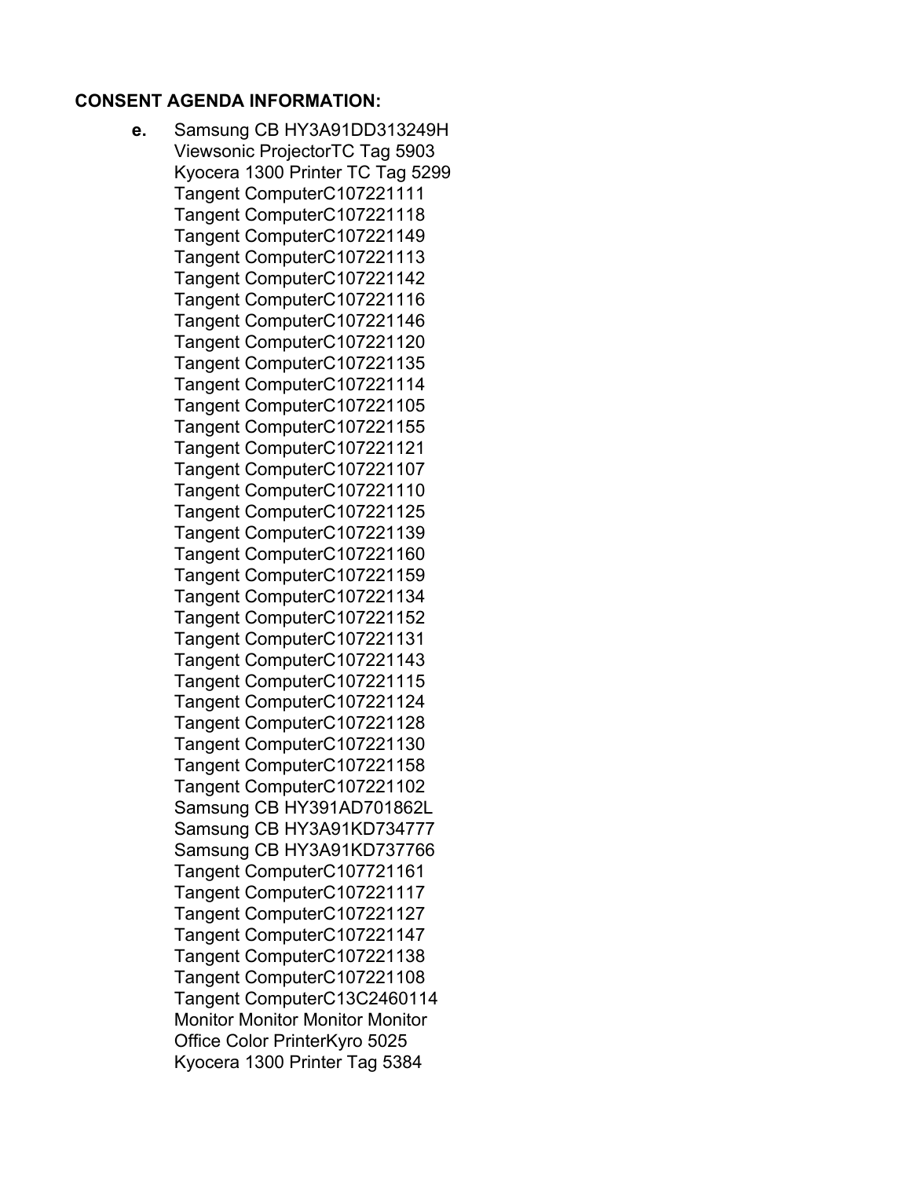**CONSENT AGENDA INFORMATION:**

**e.** Samsung CB HY3A91DD313249H
Viewsonic ProjectorTC Tag 5903
Kyocera 1300 Printer TC Tag 5299
Tangent ComputerC107221111
Tangent ComputerC107221118
Tangent ComputerC107221149
Tangent ComputerC107221113
Tangent ComputerC107221142
Tangent ComputerC107221116
Tangent ComputerC107221146
Tangent ComputerC107221120
Tangent ComputerC107221135
Tangent ComputerC107221114
Tangent ComputerC107221105
Tangent ComputerC107221155
Tangent ComputerC107221121
Tangent ComputerC107221107
Tangent ComputerC107221110
Tangent ComputerC107221125
Tangent ComputerC107221139
Tangent ComputerC107221160
Tangent ComputerC107221159
Tangent ComputerC107221134
Tangent ComputerC107221152
Tangent ComputerC107221131
Tangent ComputerC107221143
Tangent ComputerC107221115
Tangent ComputerC107221124
Tangent ComputerC107221128
Tangent ComputerC107221130
Tangent ComputerC107221158
Tangent ComputerC107221102
Samsung CB HY391AD701862L
Samsung CB HY3A91KD734777
Samsung CB HY3A91KD737766
Tangent ComputerC107721161
Tangent ComputerC107221117
Tangent ComputerC107221127
Tangent ComputerC107221147
Tangent ComputerC107221138
Tangent ComputerC107221108
Tangent ComputerC13C2460114
Monitor Monitor Monitor Monitor
Office Color PrinterKyro 5025
Kyocera 1300 Printer Tag 5384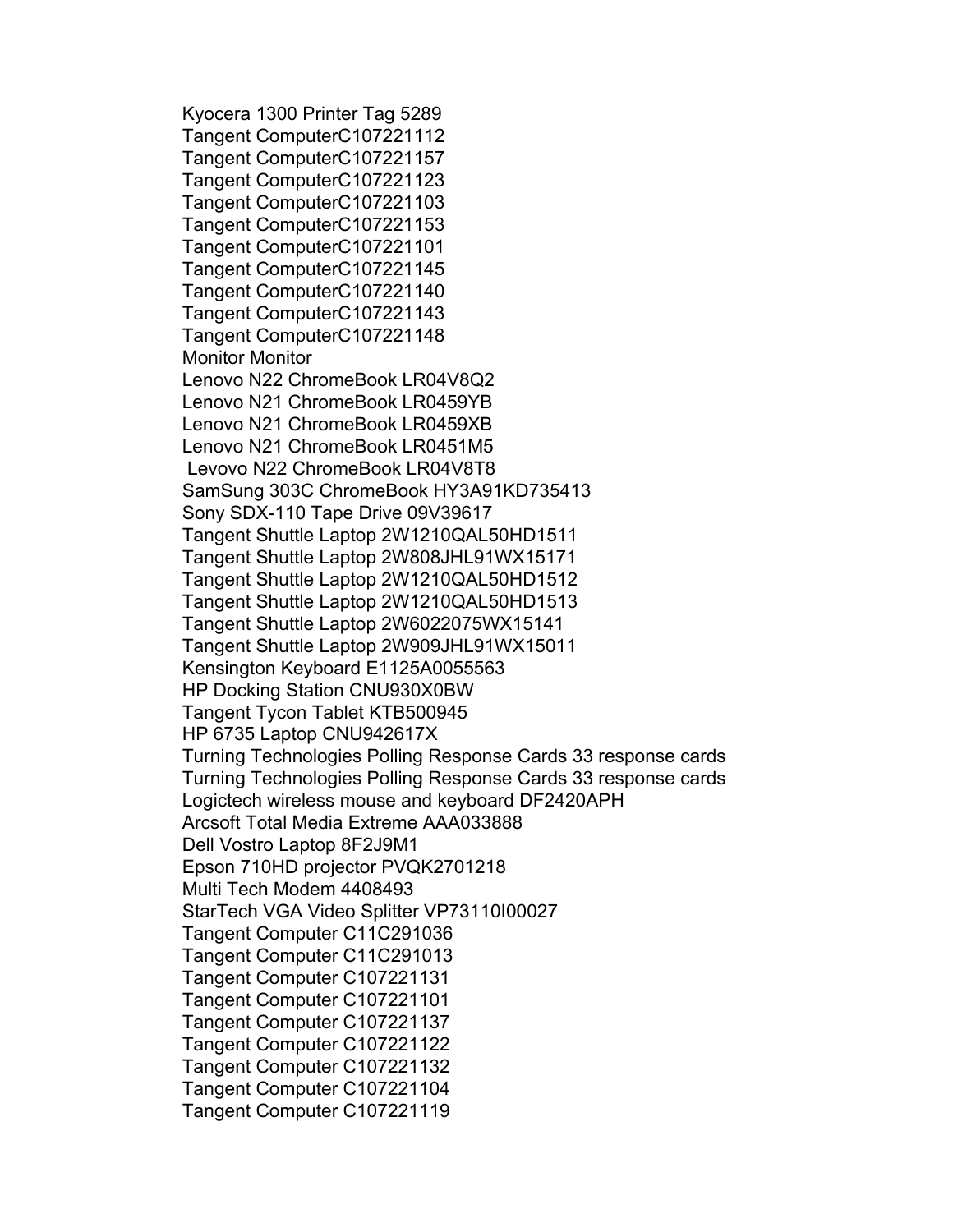Kyocera 1300 Printer Tag 5289  
Tangent ComputerC107221112  
Tangent ComputerC107221157  
Tangent ComputerC107221123  
Tangent ComputerC107221103  
Tangent ComputerC107221153  
Tangent ComputerC107221101  
Tangent ComputerC107221145  
Tangent ComputerC107221140  
Tangent ComputerC107221143  
Tangent ComputerC107221148  
Monitor Monitor  
Lenovo N22 ChromeBook LR04V8Q2  
Lenovo N21 ChromeBook LR0459YB  
Lenovo N21 ChromeBook LR0459XB  
Lenovo N21 ChromeBook LR0451M5  
Levovo N22 ChromeBook LR04V8T8  
SamSung 303C ChromeBook HY3A91KD735413  
Sony SDX-110 Tape Drive 09V39617  
Tangent Shuttle Laptop 2W1210QAL50HD1511  
Tangent Shuttle Laptop 2W808JHL91WX15171  
Tangent Shuttle Laptop 2W1210QAL50HD1512  
Tangent Shuttle Laptop 2W1210QAL50HD1513  
Tangent Shuttle Laptop 2W6022075WX15141  
Tangent Shuttle Laptop 2W909JHL91WX15011  
Kensington Keyboard E1125A0055563  
HP Docking Station CNU930X0BW  
Tangent Tycon Tablet KTB500945  
HP 6735 Laptop CNU942617X  
Turning Technologies Polling Response Cards 33 response cards  
Turning Technologies Polling Response Cards 33 response cards  
Logictech wireless mouse and keyboard DF2420APH  
Arcsoft Total Media Extreme AAA033888  
Dell Vostro Laptop 8F2J9M1  
Epson 710HD projector PVQK2701218  
Multi Tech Modem 4408493  
StarTech VGA Video Splitter VP73110I00027  
Tangent Computer C11C291036  
Tangent Computer C11C291013  
Tangent Computer C107221131  
Tangent Computer C107221101  
Tangent Computer C107221137  
Tangent Computer C107221122  
Tangent Computer C107221132  
Tangent Computer C107221104  
Tangent Computer C107221119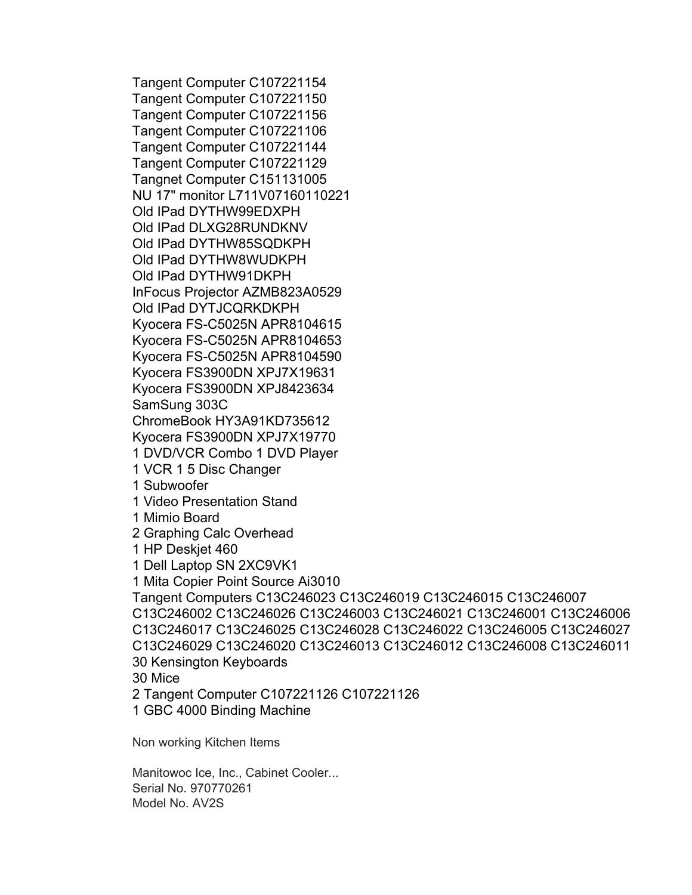Tangent Computer C107221154
Tangent Computer C107221150
Tangent Computer C107221156
Tangent Computer C107221106
Tangent Computer C107221144
Tangent Computer C107221129
Tangnet Computer C151131005
NU 17" monitor L711V07160110221
Old IPad DYTHW99EDXPH
Old IPad DLXG28RUNDKNV
Old IPad DYTHW85SQDKPH
Old IPad DYTHW8WUDKPH
Old IPad DYTHW91DKPH
InFocus Projector AZMB823A0529
Old IPad DYTJCQRKDKPH
Kyocera FS-C5025N APR8104615
Kyocera FS-C5025N APR8104653
Kyocera FS-C5025N APR8104590
Kyocera FS3900DN XPJ7X19631
Kyocera FS3900DN XPJ8423634
SamSung 303C
ChromeBook HY3A91KD735612
Kyocera FS3900DN XPJ7X19770
1 DVD/VCR Combo 1 DVD Player
1 VCR 1 5 Disc Changer
1 Subwoofer
1 Video Presentation Stand
1 Mimio Board
2 Graphing Calc Overhead
1 HP Deskjet 460
1 Dell Laptop SN 2XC9VK1
1 Mita Copier Point Source Ai3010
Tangent Computers C13C246023 C13C246019 C13C246015 C13C246007 C13C246002 C13C246026 C13C246003 C13C246021 C13C246001 C13C246006 C13C246017 C13C246025 C13C246028 C13C246022 C13C246005 C13C246027 C13C246029 C13C246020 C13C246013 C13C246012 C13C246008 C13C246011
30 Kensington Keyboards
30 Mice
2 Tangent Computer C107221126 C107221126
1 GBC 4000 Binding Machine

Non working Kitchen Items

Manitowoc Ice, Inc., Cabinet Cooler...
Serial No. 970770261
Model No. AV2S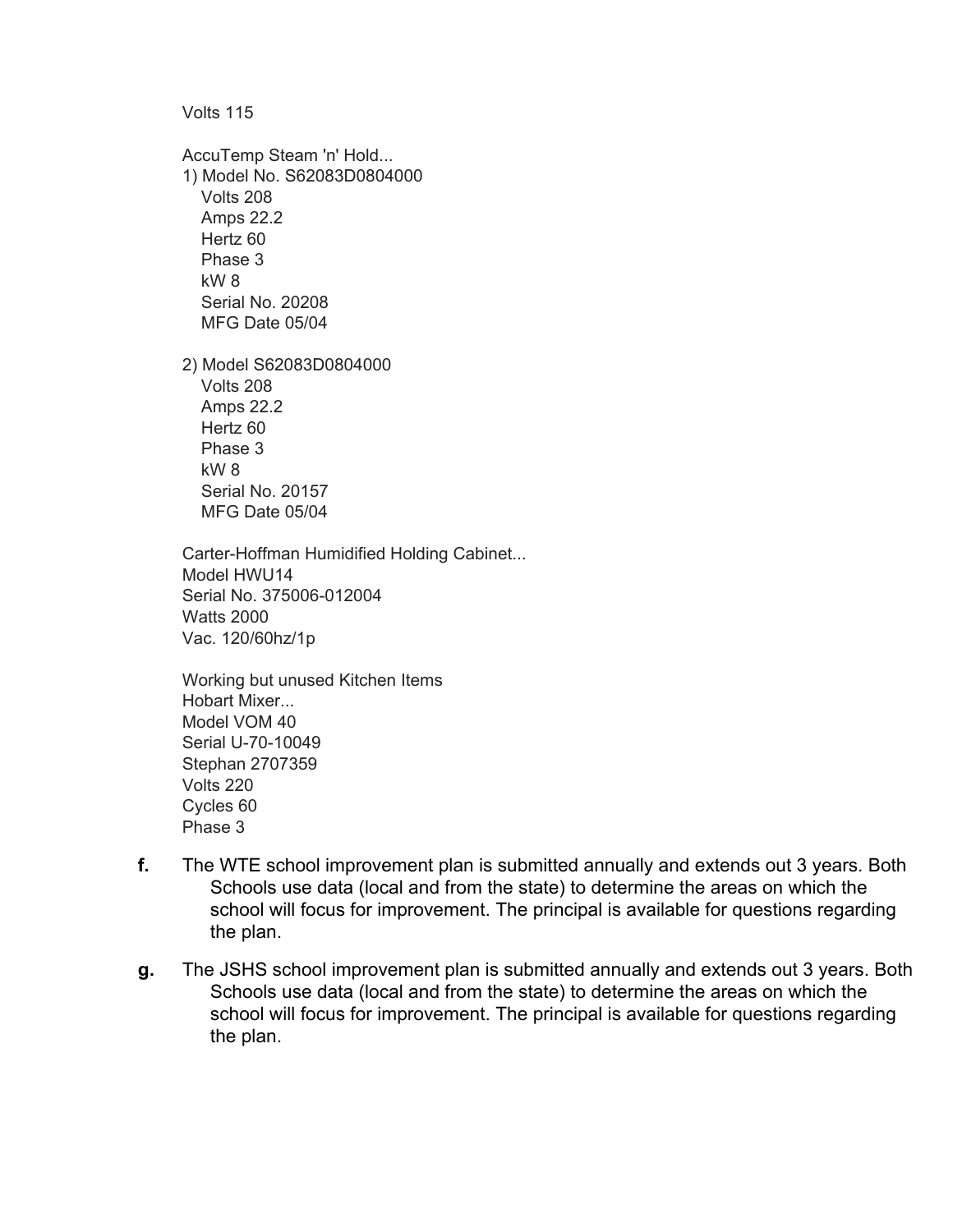Volts 115

AccuTemp Steam 'n' Hold...
1) Model No. S62083D0804000
Volts 208
Amps 22.2
Hertz 60
Phase 3
kW 8
Serial No. 20208
MFG Date 05/04

2) Model S62083D0804000
Volts 208
Amps 22.2
Hertz 60
Phase 3
kW 8
Serial No. 20157
MFG Date 05/04

Carter-Hoffman Humidified Holding Cabinet...
Model HWU14
Serial No. 375006-012004
Watts 2000
Vac. 120/60hz/1p

Working but unused Kitchen Items
Hobart Mixer...
Model VOM 40
Serial U-70-10049
Stephan 2707359
Volts 220
Cycles 60
Phase 3

**f.** The WTE school improvement plan is submitted annually and extends out 3 years. Both Schools use data (local and from the state) to determine the areas on which the school will focus for improvement. The principal is available for questions regarding the plan.

**g.** The JSHS school improvement plan is submitted annually and extends out 3 years. Both Schools use data (local and from the state) to determine the areas on which the school will focus for improvement. The principal is available for questions regarding the plan.